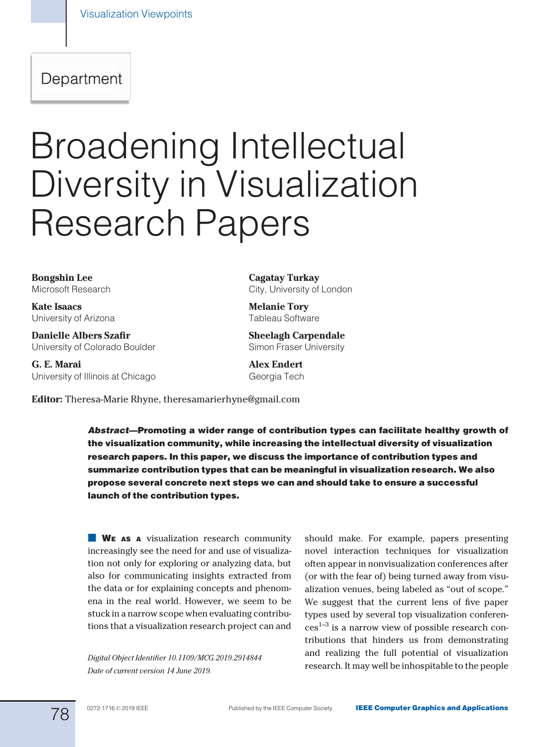Department

# Broadening Intellectual Diversity in Visualization Research Papers

**Bongshin Lee**
Microsoft Research

**Kate Isaacs**
University of Arizona

**Danielle Albers Szafir**
University of Colorado Boulder

**G. E. Marai**
University of Illinois at Chicago

**Cagatay Turkay**
City, University of London

**Melanie Tory**
Tableau Software

**Sheelagh Carpendale**
Simon Fraser University

**Alex Endert**
Georgia Tech

**Editor:** Theresa-Marie Rhyne, theresamarierhyne@gmail.com

***Abstract*—Promoting a wider range of contribution types can facilitate healthy growth of the visualization community, while increasing the intellectual diversity of visualization research papers. In this paper, we discuss the importance of contribution types and summarize contribution types that can be meaningful in visualization research. We also propose several concrete next steps we can and should take to ensure a successful launch of the contribution types.**

**We as a** visualization research community increasingly see the need for and use of visualization not only for exploring or analyzing data, but also for communicating insights extracted from the data or for explaining concepts and phenomena in the real world. However, we seem to be stuck in a narrow scope when evaluating contributions that a visualization research project can and should make. For example, papers presenting novel interaction techniques for visualization often appear in nonvisualization conferences after (or with the fear of) being turned away from visualization venues, being labeled as "out of scope." We suggest that the current lens of five paper types used by several top visualization conferences[1–3] is a narrow view of possible research contributions that hinders us from demonstrating and realizing the full potential of visualization research. It may well be inhospitable to the people

*Digital Object Identifier 10.1109/MCG.2019.2914844*
*Date of current version 14 June 2019.*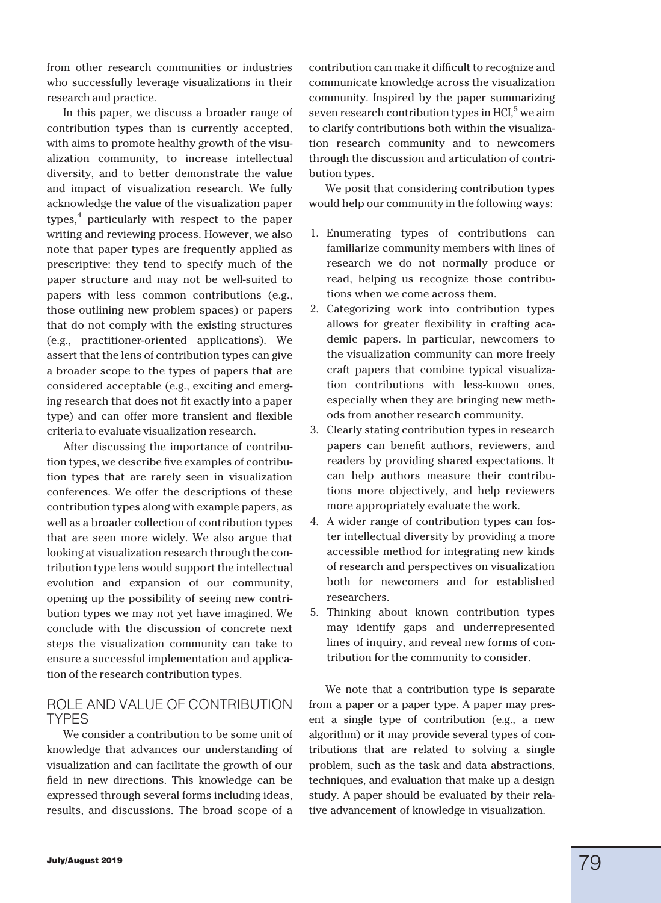from other research communities or industries who successfully leverage visualizations in their research and practice.

In this paper, we discuss a broader range of contribution types than is currently accepted, with aims to promote healthy growth of the visualization community, to increase intellectual diversity, and to better demonstrate the value and impact of visualization research. We fully acknowledge the value of the visualization paper types,[4] particularly with respect to the paper writing and reviewing process. However, we also note that paper types are frequently applied as prescriptive: they tend to specify much of the paper structure and may not be well-suited to papers with less common contributions (e.g., those outlining new problem spaces) or papers that do not comply with the existing structures (e.g., practitioner-oriented applications). We assert that the lens of contribution types can give a broader scope to the types of papers that are considered acceptable (e.g., exciting and emerging research that does not fit exactly into a paper type) and can offer more transient and flexible criteria to evaluate visualization research.

After discussing the importance of contribution types, we describe five examples of contribution types that are rarely seen in visualization conferences. We offer the descriptions of these contribution types along with example papers, as well as a broader collection of contribution types that are seen more widely. We also argue that looking at visualization research through the contribution type lens would support the intellectual evolution and expansion of our community, opening up the possibility of seeing new contribution types we may not yet have imagined. We conclude with the discussion of concrete next steps the visualization community can take to ensure a successful implementation and application of the research contribution types.

## ROLE AND VALUE OF CONTRIBUTION TYPES

We consider a contribution to be some unit of knowledge that advances our understanding of visualization and can facilitate the growth of our field in new directions. This knowledge can be expressed through several forms including ideas, results, and discussions. The broad scope of a contribution can make it difficult to recognize and communicate knowledge across the visualization community. Inspired by the paper summarizing seven research contribution types in HCI,[5] we aim to clarify contributions both within the visualization research community and to newcomers through the discussion and articulation of contribution types.

We posit that considering contribution types would help our community in the following ways:

1. Enumerating types of contributions can familiarize community members with lines of research we do not normally produce or read, helping us recognize those contributions when we come across them.
2. Categorizing work into contribution types allows for greater flexibility in crafting academic papers. In particular, newcomers to the visualization community can more freely craft papers that combine typical visualization contributions with less-known ones, especially when they are bringing new methods from another research community.
3. Clearly stating contribution types in research papers can benefit authors, reviewers, and readers by providing shared expectations. It can help authors measure their contributions more objectively, and help reviewers more appropriately evaluate the work.
4. A wider range of contribution types can foster intellectual diversity by providing a more accessible method for integrating new kinds of research and perspectives on visualization both for newcomers and for established researchers.
5. Thinking about known contribution types may identify gaps and underrepresented lines of inquiry, and reveal new forms of contribution for the community to consider.

We note that a contribution type is separate from a paper or a paper type. A paper may present a single type of contribution (e.g., a new algorithm) or it may provide several types of contributions that are related to solving a single problem, such as the task and data abstractions, techniques, and evaluation that make up a design study. A paper should be evaluated by their relative advancement of knowledge in visualization.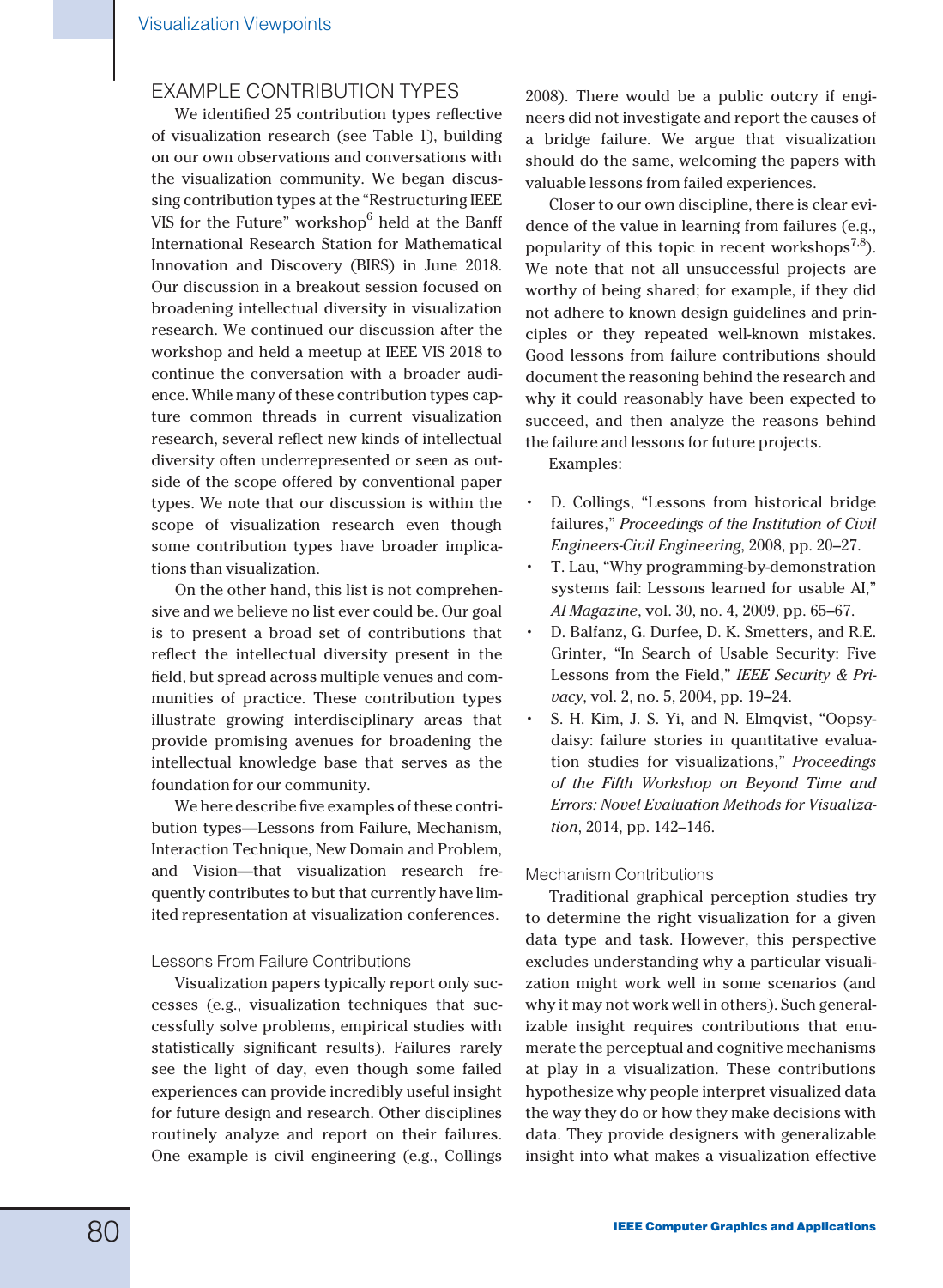## EXAMPLE CONTRIBUTION TYPES

We identified 25 contribution types reflective of visualization research (see Table 1), building on our own observations and conversations with the visualization community. We began discussing contribution types at the "Restructuring IEEE VIS for the Future" workshop[6] held at the Banff International Research Station for Mathematical Innovation and Discovery (BIRS) in June 2018. Our discussion in a breakout session focused on broadening intellectual diversity in visualization research. We continued our discussion after the workshop and held a meetup at IEEE VIS 2018 to continue the conversation with a broader audience. While many of these contribution types capture common threads in current visualization research, several reflect new kinds of intellectual diversity often underrepresented or seen as outside of the scope offered by conventional paper types. We note that our discussion is within the scope of visualization research even though some contribution types have broader implications than visualization.

On the other hand, this list is not comprehensive and we believe no list ever could be. Our goal is to present a broad set of contributions that reflect the intellectual diversity present in the field, but spread across multiple venues and communities of practice. These contribution types illustrate growing interdisciplinary areas that provide promising avenues for broadening the intellectual knowledge base that serves as the foundation for our community.

We here describe five examples of these contribution types—Lessons from Failure, Mechanism, Interaction Technique, New Domain and Problem, and Vision—that visualization research frequently contributes to but that currently have limited representation at visualization conferences.

### Lessons From Failure Contributions

Visualization papers typically report only successes (e.g., visualization techniques that successfully solve problems, empirical studies with statistically significant results). Failures rarely see the light of day, even though some failed experiences can provide incredibly useful insight for future design and research. Other disciplines routinely analyze and report on their failures. One example is civil engineering (e.g., Collings 2008). There would be a public outcry if engineers did not investigate and report the causes of a bridge failure. We argue that visualization should do the same, welcoming the papers with valuable lessons from failed experiences.

Closer to our own discipline, there is clear evidence of the value in learning from failures (e.g., popularity of this topic in recent workshops[7,8]). We note that not all unsuccessful projects are worthy of being shared; for example, if they did not adhere to known design guidelines and principles or they repeated well-known mistakes. Good lessons from failure contributions should document the reasoning behind the research and why it could reasonably have been expected to succeed, and then analyze the reasons behind the failure and lessons for future projects.

Examples:

- D. Collings, "Lessons from historical bridge failures," *Proceedings of the Institution of Civil Engineers-Civil Engineering*, 2008, pp. 20–27.
- T. Lau, "Why programming-by-demonstration systems fail: Lessons learned for usable AI," *AI Magazine*, vol. 30, no. 4, 2009, pp. 65–67.
- D. Balfanz, G. Durfee, D. K. Smetters, and R.E. Grinter, "In Search of Usable Security: Five Lessons from the Field," *IEEE Security & Privacy*, vol. 2, no. 5, 2004, pp. 19–24.
- S. H. Kim, J. S. Yi, and N. Elmqvist, "Oopsy-daisy: failure stories in quantitative evaluation studies for visualizations," *Proceedings of the Fifth Workshop on Beyond Time and Errors: Novel Evaluation Methods for Visualization*, 2014, pp. 142–146.

### Mechanism Contributions

Traditional graphical perception studies try to determine the right visualization for a given data type and task. However, this perspective excludes understanding why a particular visualization might work well in some scenarios (and why it may not work well in others). Such generalizable insight requires contributions that enumerate the perceptual and cognitive mechanisms at play in a visualization. These contributions hypothesize why people interpret visualized data the way they do or how they make decisions with data. They provide designers with generalizable insight into what makes a visualization effective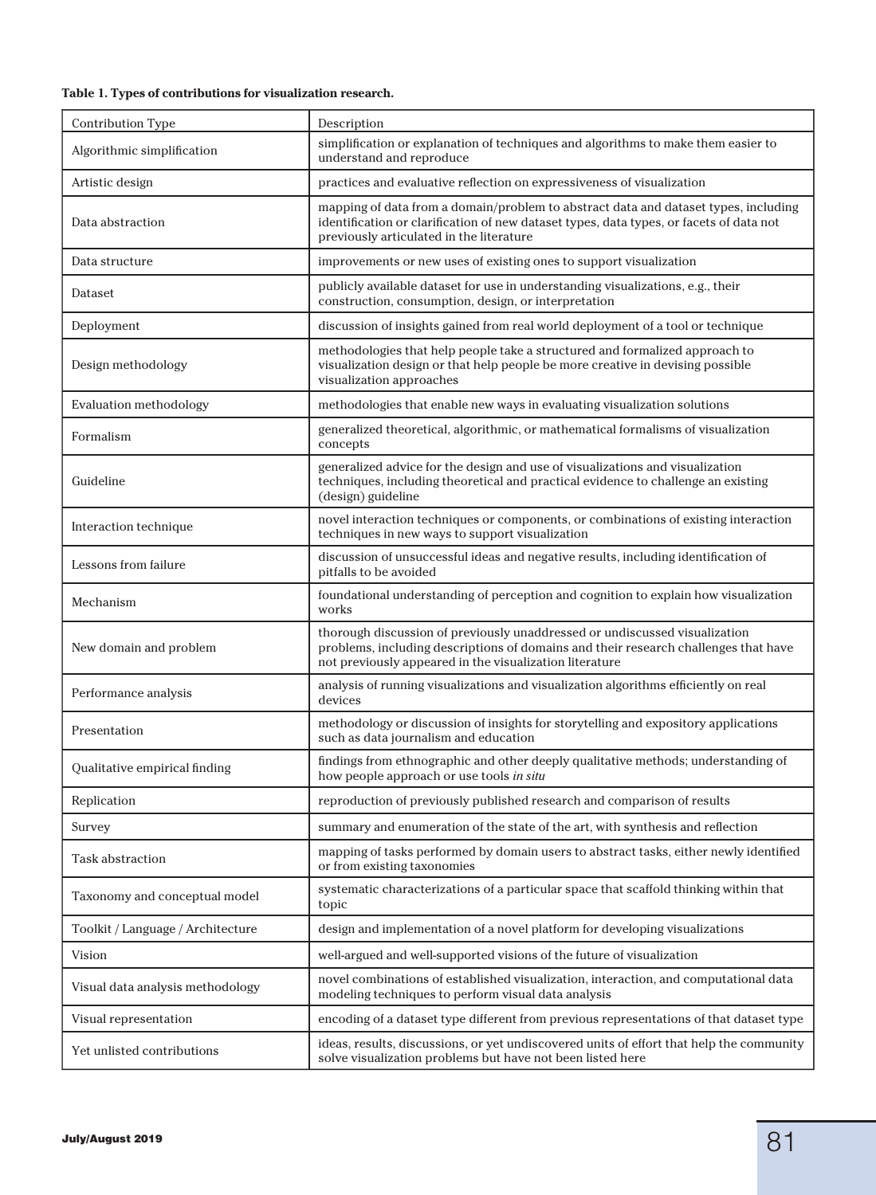**Table 1. Types of contributions for visualization research.**

| Contribution Type | Description |
| --- | --- |
| Algorithmic simplification | simplification or explanation of techniques and algorithms to make them easier to understand and reproduce |
| Artistic design | practices and evaluative reflection on expressiveness of visualization |
| Data abstraction | mapping of data from a domain/problem to abstract data and dataset types, including identification or clarification of new dataset types, data types, or facets of data not previously articulated in the literature |
| Data structure | improvements or new uses of existing ones to support visualization |
| Dataset | publicly available dataset for use in understanding visualizations, e.g., their construction, consumption, design, or interpretation |
| Deployment | discussion of insights gained from real world deployment of a tool or technique |
| Design methodology | methodologies that help people take a structured and formalized approach to visualization design or that help people be more creative in devising possible visualization approaches |
| Evaluation methodology | methodologies that enable new ways in evaluating visualization solutions |
| Formalism | generalized theoretical, algorithmic, or mathematical formalisms of visualization concepts |
| Guideline | generalized advice for the design and use of visualizations and visualization techniques, including theoretical and practical evidence to challenge an existing (design) guideline |
| Interaction technique | novel interaction techniques or components, or combinations of existing interaction techniques in new ways to support visualization |
| Lessons from failure | discussion of unsuccessful ideas and negative results, including identification of pitfalls to be avoided |
| Mechanism | foundational understanding of perception and cognition to explain how visualization works |
| New domain and problem | thorough discussion of previously unaddressed or undiscussed visualization problems, including descriptions of domains and their research challenges that have not previously appeared in the visualization literature |
| Performance analysis | analysis of running visualizations and visualization algorithms efficiently on real devices |
| Presentation | methodology or discussion of insights for storytelling and expository applications such as data journalism and education |
| Qualitative empirical finding | findings from ethnographic and other deeply qualitative methods; understanding of how people approach or use tools *in situ* |
| Replication | reproduction of previously published research and comparison of results |
| Survey | summary and enumeration of the state of the art, with synthesis and reflection |
| Task abstraction | mapping of tasks performed by domain users to abstract tasks, either newly identified or from existing taxonomies |
| Taxonomy and conceptual model | systematic characterizations of a particular space that scaffold thinking within that topic |
| Toolkit / Language / Architecture | design and implementation of a novel platform for developing visualizations |
| Vision | well-argued and well-supported visions of the future of visualization |
| Visual data analysis methodology | novel combinations of established visualization, interaction, and computational data modeling techniques to perform visual data analysis |
| Visual representation | encoding of a dataset type different from previous representations of that dataset type |
| Yet unlisted contributions | ideas, results, discussions, or yet undiscovered units of effort that help the community solve visualization problems but have not been listed here |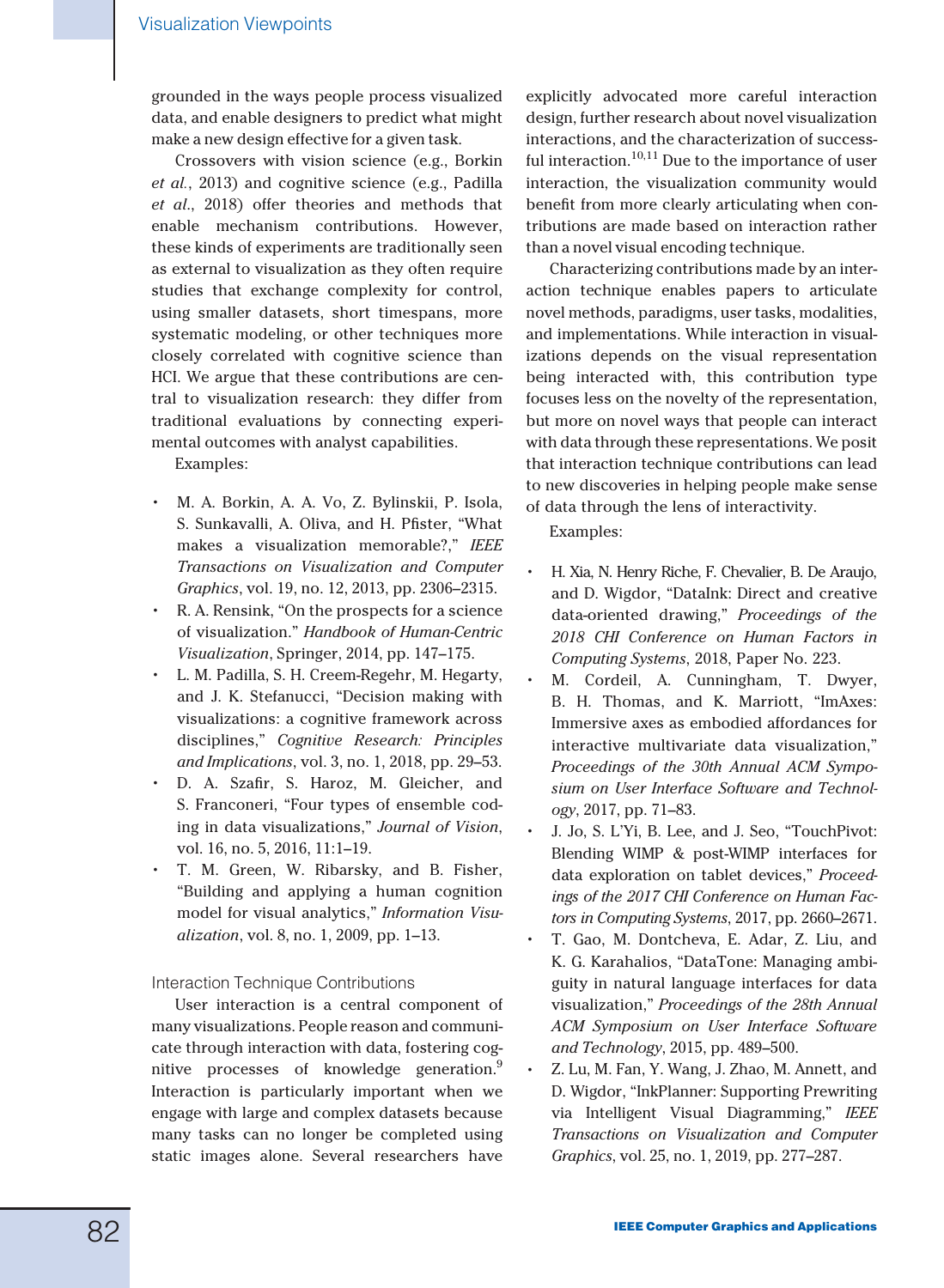grounded in the ways people process visualized data, and enable designers to predict what might make a new design effective for a given task.

Crossovers with vision science (e.g., Borkin *et al.*, 2013) and cognitive science (e.g., Padilla *et al.*, 2018) offer theories and methods that enable mechanism contributions. However, these kinds of experiments are traditionally seen as external to visualization as they often require studies that exchange complexity for control, using smaller datasets, short timespans, more systematic modeling, or other techniques more closely correlated with cognitive science than HCI. We argue that these contributions are central to visualization research: they differ from traditional evaluations by connecting experimental outcomes with analyst capabilities.

Examples:

- M. A. Borkin, A. A. Vo, Z. Bylinskii, P. Isola, S. Sunkavalli, A. Oliva, and H. Pfister, "What makes a visualization memorable?," *IEEE Transactions on Visualization and Computer Graphics*, vol. 19, no. 12, 2013, pp. 2306–2315.
- R. A. Rensink, "On the prospects for a science of visualization." *Handbook of Human-Centric Visualization*, Springer, 2014, pp. 147–175.
- L. M. Padilla, S. H. Creem-Regehr, M. Hegarty, and J. K. Stefanucci, "Decision making with visualizations: a cognitive framework across disciplines," *Cognitive Research: Principles and Implications*, vol. 3, no. 1, 2018, pp. 29–53.
- D. A. Szafir, S. Haroz, M. Gleicher, and S. Franconeri, "Four types of ensemble coding in data visualizations," *Journal of Vision*, vol. 16, no. 5, 2016, 11:1–19.
- T. M. Green, W. Ribarsky, and B. Fisher, "Building and applying a human cognition model for visual analytics," *Information Visualization*, vol. 8, no. 1, 2009, pp. 1–13.

### Interaction Technique Contributions

User interaction is a central component of many visualizations. People reason and communicate through interaction with data, fostering cognitive processes of knowledge generation.[9] Interaction is particularly important when we engage with large and complex datasets because many tasks can no longer be completed using static images alone. Several researchers have explicitly advocated more careful interaction design, further research about novel visualization interactions, and the characterization of successful interaction.[10,11] Due to the importance of user interaction, the visualization community would benefit from more clearly articulating when contributions are made based on interaction rather than a novel visual encoding technique.

Characterizing contributions made by an interaction technique enables papers to articulate novel methods, paradigms, user tasks, modalities, and implementations. While interaction in visualizations depends on the visual representation being interacted with, this contribution type focuses less on the novelty of the representation, but more on novel ways that people can interact with data through these representations. We posit that interaction technique contributions can lead to new discoveries in helping people make sense of data through the lens of interactivity.

Examples:

- H. Xia, N. Henry Riche, F. Chevalier, B. De Araujo, and D. Wigdor, "DataInk: Direct and creative data-oriented drawing," *Proceedings of the 2018 CHI Conference on Human Factors in Computing Systems*, 2018, Paper No. 223.
- M. Cordeil, A. Cunningham, T. Dwyer, B. H. Thomas, and K. Marriott, "ImAxes: Immersive axes as embodied affordances for interactive multivariate data visualization," *Proceedings of the 30th Annual ACM Symposium on User Interface Software and Technology*, 2017, pp. 71–83.
- J. Jo, S. L'Yi, B. Lee, and J. Seo, "TouchPivot: Blending WIMP & post-WIMP interfaces for data exploration on tablet devices," *Proceedings of the 2017 CHI Conference on Human Factors in Computing Systems*, 2017, pp. 2660–2671.
- T. Gao, M. Dontcheva, E. Adar, Z. Liu, and K. G. Karahalios, "DataTone: Managing ambiguity in natural language interfaces for data visualization," *Proceedings of the 28th Annual ACM Symposium on User Interface Software and Technology*, 2015, pp. 489–500.
- Z. Lu, M. Fan, Y. Wang, J. Zhao, M. Annett, and D. Wigdor, "InkPlanner: Supporting Prewriting via Intelligent Visual Diagramming," *IEEE Transactions on Visualization and Computer Graphics*, vol. 25, no. 1, 2019, pp. 277–287.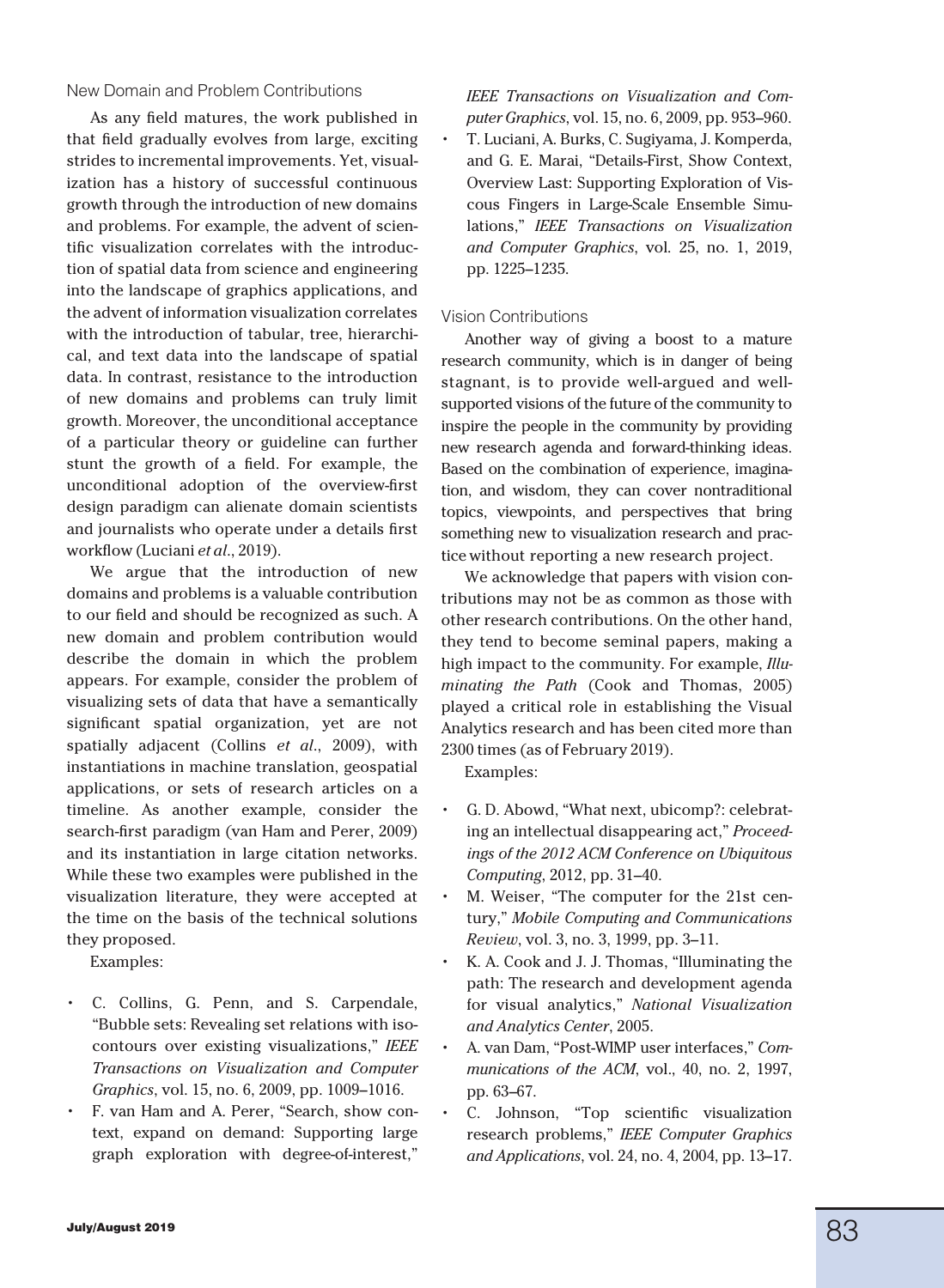### New Domain and Problem Contributions

As any field matures, the work published in that field gradually evolves from large, exciting strides to incremental improvements. Yet, visualization has a history of successful continuous growth through the introduction of new domains and problems. For example, the advent of scientific visualization correlates with the introduction of spatial data from science and engineering into the landscape of graphics applications, and the advent of information visualization correlates with the introduction of tabular, tree, hierarchical, and text data into the landscape of spatial data. In contrast, resistance to the introduction of new domains and problems can truly limit growth. Moreover, the unconditional acceptance of a particular theory or guideline can further stunt the growth of a field. For example, the unconditional adoption of the overview-first design paradigm can alienate domain scientists and journalists who operate under a details first workflow (Luciani *et al*., 2019).

We argue that the introduction of new domains and problems is a valuable contribution to our field and should be recognized as such. A new domain and problem contribution would describe the domain in which the problem appears. For example, consider the problem of visualizing sets of data that have a semantically significant spatial organization, yet are not spatially adjacent (Collins *et al*., 2009), with instantiations in machine translation, geospatial applications, or sets of research articles on a timeline. As another example, consider the search-first paradigm (van Ham and Perer, 2009) and its instantiation in large citation networks. While these two examples were published in the visualization literature, they were accepted at the time on the basis of the technical solutions they proposed.

Examples:

- C. Collins, G. Penn, and S. Carpendale, "Bubble sets: Revealing set relations with isocontours over existing visualizations," *IEEE Transactions on Visualization and Computer Graphics*, vol. 15, no. 6, 2009, pp. 1009–1016.
- F. van Ham and A. Perer, "Search, show context, expand on demand: Supporting large graph exploration with degree-of-interest," *IEEE Transactions on Visualization and Computer Graphics*, vol. 15, no. 6, 2009, pp. 953–960.
- T. Luciani, A. Burks, C. Sugiyama, J. Komperda, and G. E. Marai, "Details-First, Show Context, Overview Last: Supporting Exploration of Viscous Fingers in Large-Scale Ensemble Simulations," *IEEE Transactions on Visualization and Computer Graphics*, vol. 25, no. 1, 2019, pp. 1225–1235.

### Vision Contributions

Another way of giving a boost to a mature research community, which is in danger of being stagnant, is to provide well-argued and well-supported visions of the future of the community to inspire the people in the community by providing new research agenda and forward-thinking ideas. Based on the combination of experience, imagination, and wisdom, they can cover nontraditional topics, viewpoints, and perspectives that bring something new to visualization research and practice without reporting a new research project.

We acknowledge that papers with vision contributions may not be as common as those with other research contributions. On the other hand, they tend to become seminal papers, making a high impact to the community. For example, *Illuminating the Path* (Cook and Thomas, 2005) played a critical role in establishing the Visual Analytics research and has been cited more than 2300 times (as of February 2019).

Examples:

- G. D. Abowd, "What next, ubicomp?: celebrating an intellectual disappearing act," *Proceedings of the 2012 ACM Conference on Ubiquitous Computing*, 2012, pp. 31–40.
- M. Weiser, "The computer for the 21st century," *Mobile Computing and Communications Review*, vol. 3, no. 3, 1999, pp. 3–11.
- K. A. Cook and J. J. Thomas, "Illuminating the path: The research and development agenda for visual analytics," *National Visualization and Analytics Center*, 2005.
- A. van Dam, "Post-WIMP user interfaces," *Communications of the ACM*, vol., 40, no. 2, 1997, pp. 63–67.
- C. Johnson, "Top scientific visualization research problems," *IEEE Computer Graphics and Applications*, vol. 24, no. 4, 2004, pp. 13–17.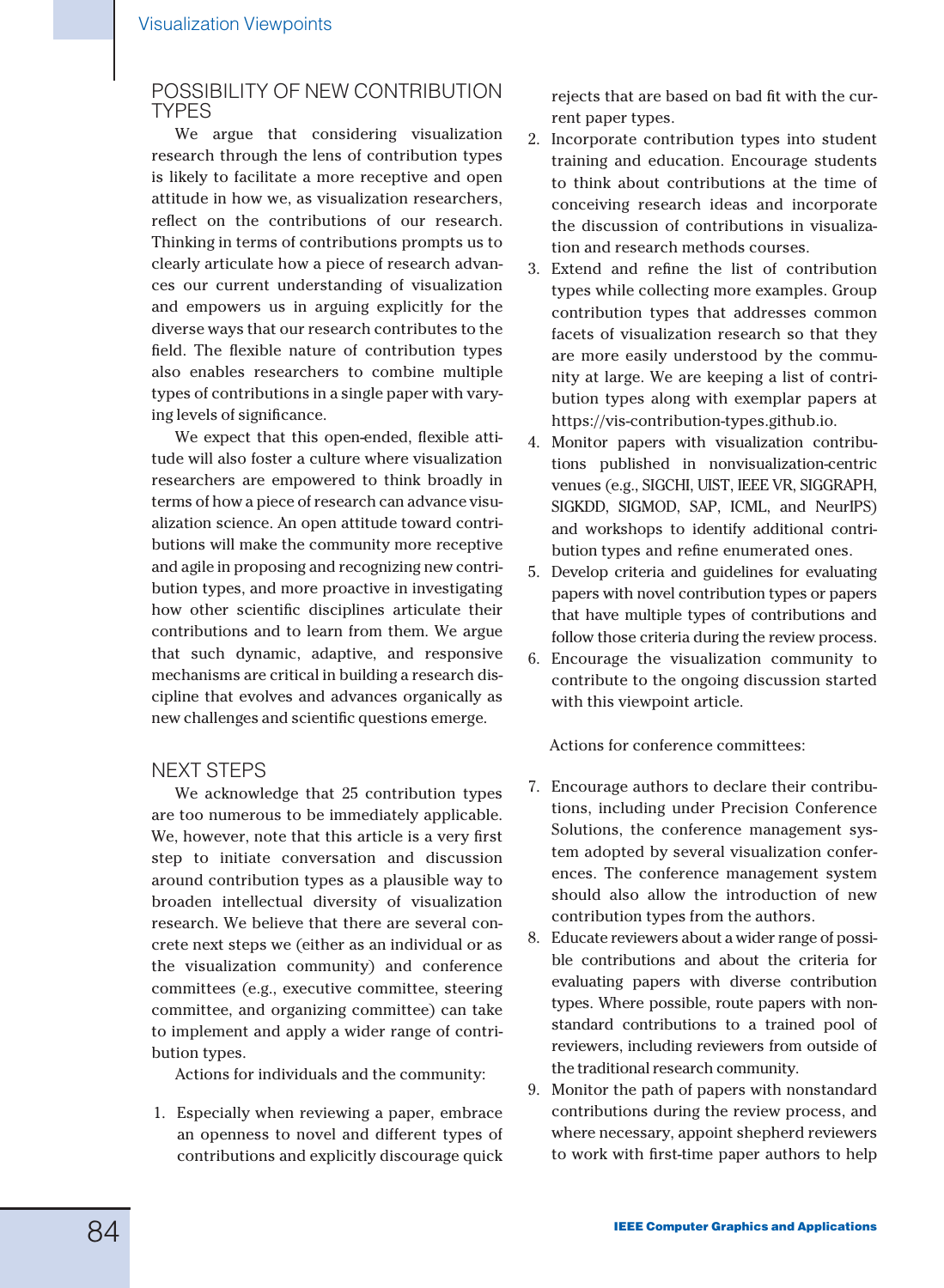## POSSIBILITY OF NEW CONTRIBUTION TYPES

We argue that considering visualization research through the lens of contribution types is likely to facilitate a more receptive and open attitude in how we, as visualization researchers, reflect on the contributions of our research. Thinking in terms of contributions prompts us to clearly articulate how a piece of research advances our current understanding of visualization and empowers us in arguing explicitly for the diverse ways that our research contributes to the field. The flexible nature of contribution types also enables researchers to combine multiple types of contributions in a single paper with varying levels of significance.

We expect that this open-ended, flexible attitude will also foster a culture where visualization researchers are empowered to think broadly in terms of how a piece of research can advance visualization science. An open attitude toward contributions will make the community more receptive and agile in proposing and recognizing new contribution types, and more proactive in investigating how other scientific disciplines articulate their contributions and to learn from them. We argue that such dynamic, adaptive, and responsive mechanisms are critical in building a research discipline that evolves and advances organically as new challenges and scientific questions emerge.

## NEXT STEPS

We acknowledge that 25 contribution types are too numerous to be immediately applicable. We, however, note that this article is a very first step to initiate conversation and discussion around contribution types as a plausible way to broaden intellectual diversity of visualization research. We believe that there are several concrete next steps we (either as an individual or as the visualization community) and conference committees (e.g., executive committee, steering committee, and organizing committee) can take to implement and apply a wider range of contribution types.

Actions for individuals and the community:

1. Especially when reviewing a paper, embrace an openness to novel and different types of contributions and explicitly discourage quick rejects that are based on bad fit with the current paper types.
2. Incorporate contribution types into student training and education. Encourage students to think about contributions at the time of conceiving research ideas and incorporate the discussion of contributions in visualization and research methods courses.
3. Extend and refine the list of contribution types while collecting more examples. Group contribution types that addresses common facets of visualization research so that they are more easily understood by the community at large. We are keeping a list of contribution types along with exemplar papers at https://vis-contribution-types.github.io.
4. Monitor papers with visualization contributions published in nonvisualization-centric venues (e.g., SIGCHI, UIST, IEEE VR, SIGGRAPH, SIGKDD, SIGMOD, SAP, ICML, and NeurIPS) and workshops to identify additional contribution types and refine enumerated ones.
5. Develop criteria and guidelines for evaluating papers with novel contribution types or papers that have multiple types of contributions and follow those criteria during the review process.
6. Encourage the visualization community to contribute to the ongoing discussion started with this viewpoint article.

Actions for conference committees:

7. Encourage authors to declare their contributions, including under Precision Conference Solutions, the conference management system adopted by several visualization conferences. The conference management system should also allow the introduction of new contribution types from the authors.
8. Educate reviewers about a wider range of possible contributions and about the criteria for evaluating papers with diverse contribution types. Where possible, route papers with nonstandard contributions to a trained pool of reviewers, including reviewers from outside of the traditional research community.
9. Monitor the path of papers with nonstandard contributions during the review process, and where necessary, appoint shepherd reviewers to work with first-time paper authors to help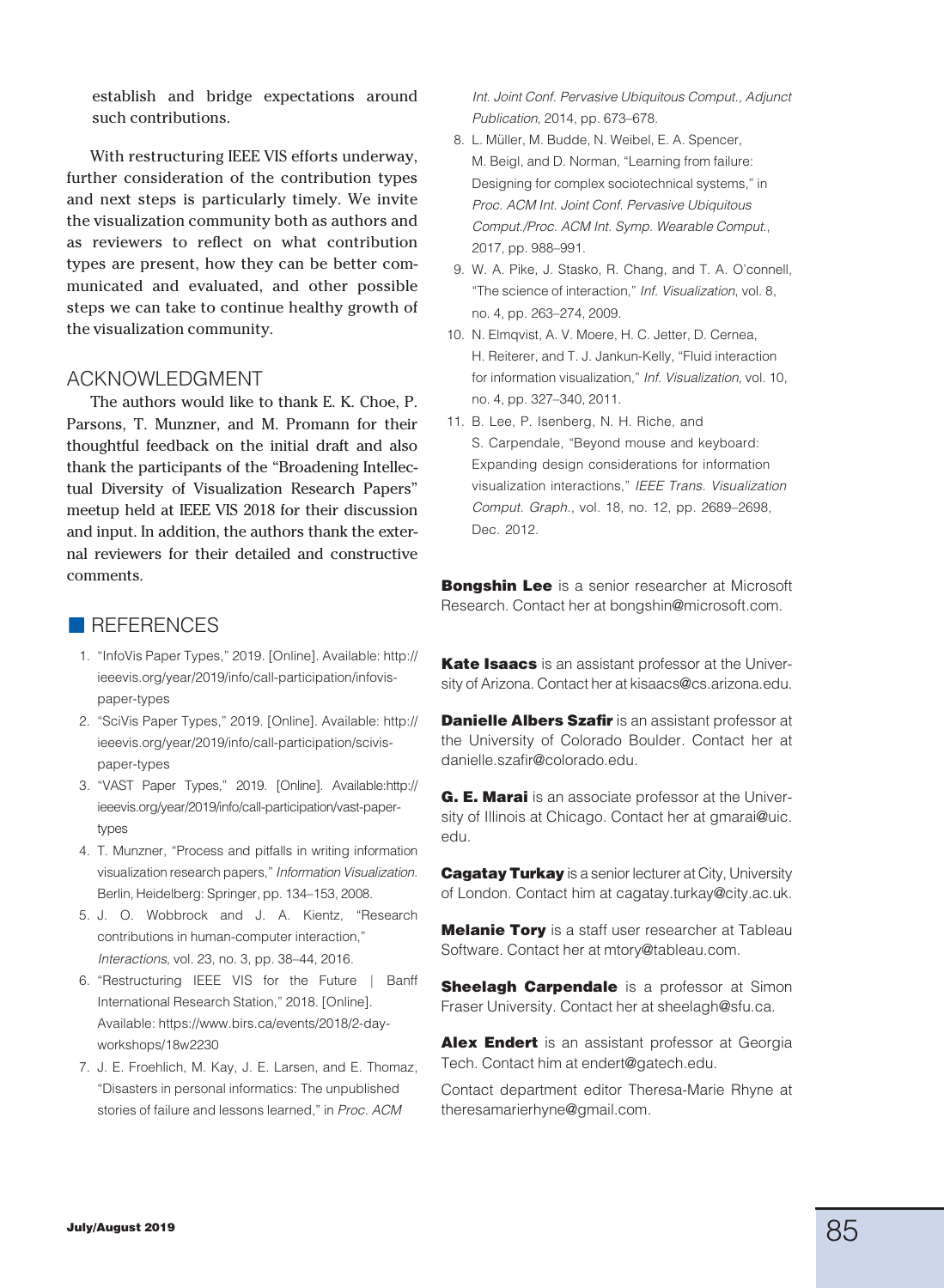establish and bridge expectations around such contributions.

With restructuring IEEE VIS efforts underway, further consideration of the contribution types and next steps is particularly timely. We invite the visualization community both as authors and as reviewers to reflect on what contribution types are present, how they can be better communicated and evaluated, and other possible steps we can take to continue healthy growth of the visualization community.

## ACKNOWLEDGMENT

The authors would like to thank E. K. Choe, P. Parsons, T. Munzner, and M. Promann for their thoughtful feedback on the initial draft and also thank the participants of the "Broadening Intellectual Diversity of Visualization Research Papers" meetup held at IEEE VIS 2018 for their discussion and input. In addition, the authors thank the external reviewers for their detailed and constructive comments.

## REFERENCES

1. "InfoVis Paper Types," 2019. [Online]. Available: http://ieeevis.org/year/2019/info/call-participation/infovis-paper-types
2. "SciVis Paper Types," 2019. [Online]. Available: http://ieeevis.org/year/2019/info/call-participation/scivis-paper-types
3. "VAST Paper Types," 2019. [Online]. Available:http://ieeevis.org/year/2019/info/call-participation/vast-paper-types
4. T. Munzner, "Process and pitfalls in writing information visualization research papers," *Information Visualization*. Berlin, Heidelberg: Springer, pp. 134–153, 2008.
5. J. O. Wobbrock and J. A. Kientz, "Research contributions in human-computer interaction," *Interactions*, vol. 23, no. 3, pp. 38–44, 2016.
6. "Restructuring IEEE VIS for the Future | Banff International Research Station," 2018. [Online]. Available: https://www.birs.ca/events/2018/2-day-workshops/18w2230
7. J. E. Froehlich, M. Kay, J. E. Larsen, and E. Thomaz, "Disasters in personal informatics: The unpublished stories of failure and lessons learned," in *Proc. ACM Int. Joint Conf. Pervasive Ubiquitous Comput., Adjunct Publication*, 2014, pp. 673–678.
8. L. Müller, M. Budde, N. Weibel, E. A. Spencer, M. Beigl, and D. Norman, "Learning from failure: Designing for complex sociotechnical systems," in *Proc. ACM Int. Joint Conf. Pervasive Ubiquitous Comput./Proc. ACM Int. Symp. Wearable Comput.*, 2017, pp. 988–991.
9. W. A. Pike, J. Stasko, R. Chang, and T. A. O'connell, "The science of interaction," *Inf. Visualization*, vol. 8, no. 4, pp. 263–274, 2009.
10. N. Elmqvist, A. V. Moere, H. C. Jetter, D. Cernea, H. Reiterer, and T. J. Jankun-Kelly, "Fluid interaction for information visualization," *Inf. Visualization*, vol. 10, no. 4, pp. 327–340, 2011.
11. B. Lee, P. Isenberg, N. H. Riche, and S. Carpendale, "Beyond mouse and keyboard: Expanding design considerations for information visualization interactions," *IEEE Trans. Visualization Comput. Graph.*, vol. 18, no. 12, pp. 2689–2698, Dec. 2012.

**Bongshin Lee** is a senior researcher at Microsoft Research. Contact her at bongshin@microsoft.com.

**Kate Isaacs** is an assistant professor at the University of Arizona. Contact her at kisaacs@cs.arizona.edu.

**Danielle Albers Szafir** is an assistant professor at the University of Colorado Boulder. Contact her at danielle.szafir@colorado.edu.

**G. E. Marai** is an associate professor at the University of Illinois at Chicago. Contact her at gmarai@uic.edu.

**Cagatay Turkay** is a senior lecturer at City, University of London. Contact him at cagatay.turkay@city.ac.uk.

**Melanie Tory** is a staff user researcher at Tableau Software. Contact her at mtory@tableau.com.

**Sheelagh Carpendale** is a professor at Simon Fraser University. Contact her at sheelagh@sfu.ca.

**Alex Endert** is an assistant professor at Georgia Tech. Contact him at endert@gatech.edu.

Contact department editor Theresa-Marie Rhyne at theresamarierhyne@gmail.com.